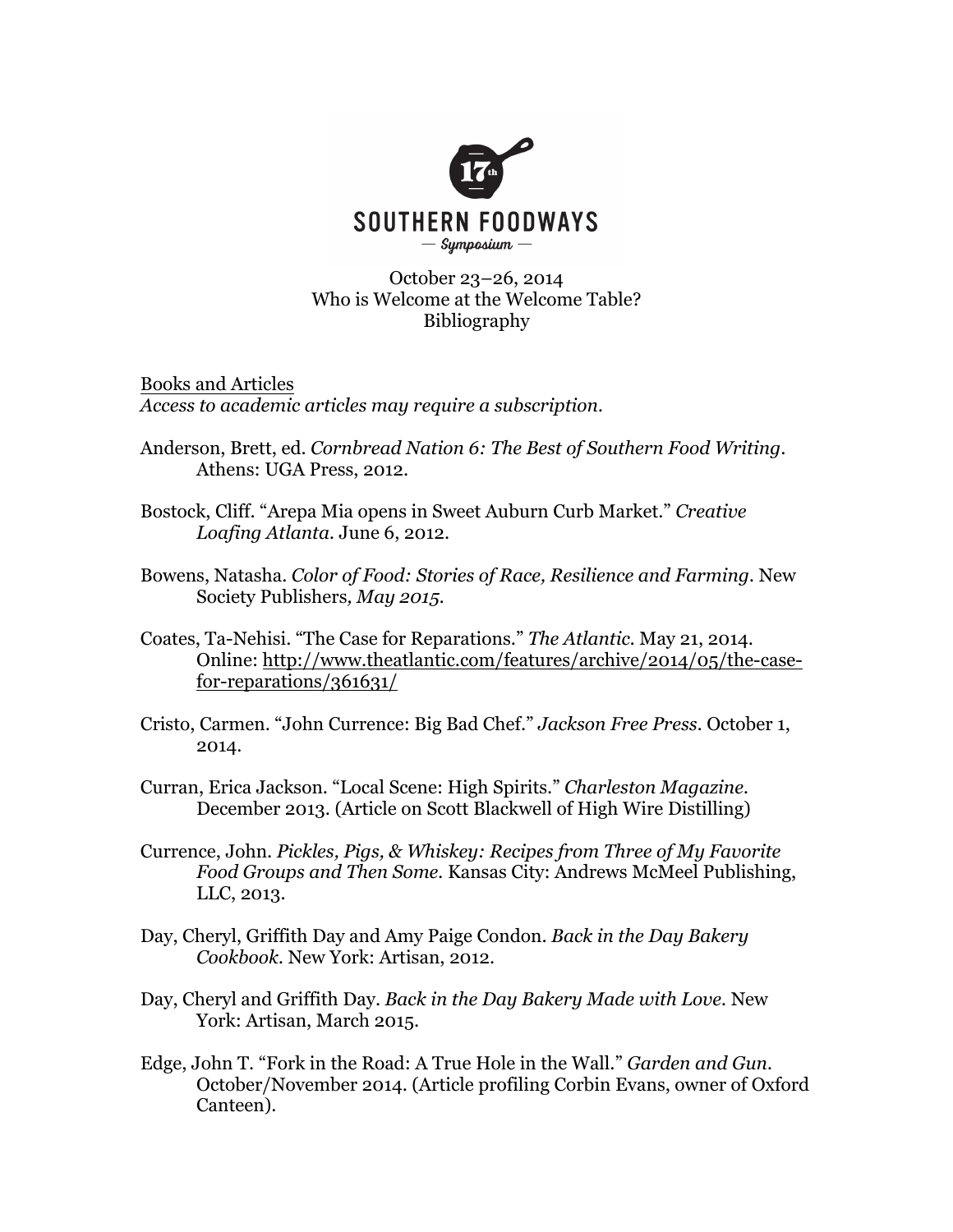# SOUTHERN FOODWAYS

— Symposium —

October 23–26, 2014
Who is Welcome at the Welcome Table?
Bibliography

## Books and Articles

*Access to academic articles may require a subscription.*

Anderson, Brett, ed. *Cornbread Nation 6: The Best of Southern Food Writing*. Athens: UGA Press, 2012.

Bostock, Cliff. "Arepa Mia opens in Sweet Auburn Curb Market." *Creative Loafing Atlanta*. June 6, 2012.

Bowens, Natasha. *Color of Food: Stories of Race, Resilience and Farming*. New Society Publishers*, May 2015.*

Coates, Ta-Nehisi. "The Case for Reparations." *The Atlantic*. May 21, 2014. Online: http://www.theatlantic.com/features/archive/2014/05/the-case-for-reparations/361631/

Cristo, Carmen. "John Currence: Big Bad Chef." *Jackson Free Press*. October 1, 2014.

Curran, Erica Jackson. "Local Scene: High Spirits." *Charleston Magazine*. December 2013. (Article on Scott Blackwell of High Wire Distilling)

Currence, John. *Pickles, Pigs, & Whiskey: Recipes from Three of My Favorite Food Groups and Then Some*. Kansas City: Andrews McMeel Publishing, LLC, 2013.

Day, Cheryl, Griffith Day and Amy Paige Condon. *Back in the Day Bakery Cookbook*. New York: Artisan, 2012.

Day, Cheryl and Griffith Day. *Back in the Day Bakery Made with Love*. New York: Artisan, March 2015.

Edge, John T. "Fork in the Road: A True Hole in the Wall." *Garden and Gun*. October/November 2014. (Article profiling Corbin Evans, owner of Oxford Canteen).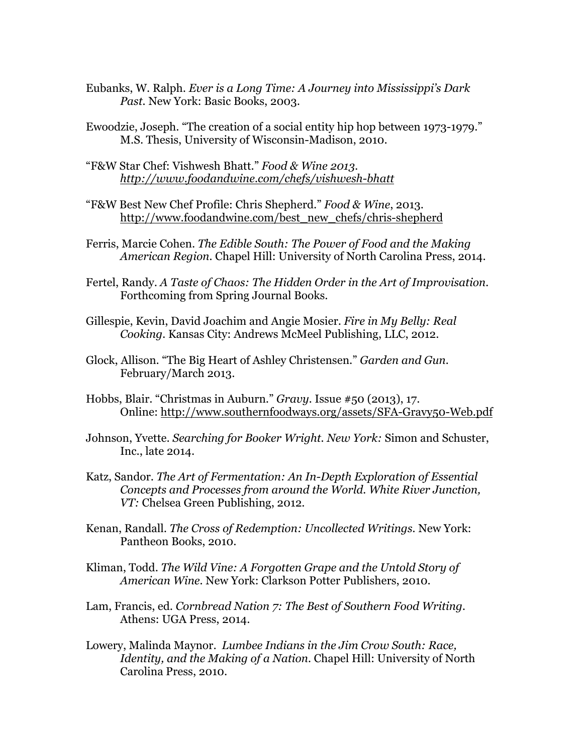Eubanks, W. Ralph. *Ever is a Long Time: A Journey into Mississippi's Dark Past*. New York: Basic Books, 2003.

Ewoodzie, Joseph. "The creation of a social entity hip hop between 1973-1979." M.S. Thesis, University of Wisconsin-Madison, 2010.

"F&W Star Chef: Vishwesh Bhatt." *Food & Wine 2013*. *http://www.foodandwine.com/chefs/vishwesh-bhatt*

"F&W Best New Chef Profile: Chris Shepherd." *Food & Wine*, 2013. http://www.foodandwine.com/best_new_chefs/chris-shepherd

Ferris, Marcie Cohen. *The Edible South: The Power of Food and the Making American Region*. Chapel Hill: University of North Carolina Press, 2014.

Fertel, Randy. *A Taste of Chaos: The Hidden Order in the Art of Improvisation*. Forthcoming from Spring Journal Books.

Gillespie, Kevin, David Joachim and Angie Mosier. *Fire in My Belly: Real Cooking*. Kansas City: Andrews McMeel Publishing, LLC, 2012.

Glock, Allison. "The Big Heart of Ashley Christensen." *Garden and Gun*. February/March 2013.

Hobbs, Blair. "Christmas in Auburn." *Gravy*. Issue #50 (2013), 17. Online: http://www.southernfoodways.org/assets/SFA-Gravy50-Web.pdf

Johnson, Yvette. *Searching for Booker Wright. New York:* Simon and Schuster, Inc., late 2014.

Katz, Sandor. *The Art of Fermentation: An In-Depth Exploration of Essential Concepts and Processes from around the World. White River Junction, VT:* Chelsea Green Publishing, 2012.

Kenan, Randall. *The Cross of Redemption: Uncollected Writings*. New York: Pantheon Books, 2010.

Kliman, Todd. *The Wild Vine: A Forgotten Grape and the Untold Story of American Wine*. New York: Clarkson Potter Publishers, 2010.

Lam, Francis, ed. *Cornbread Nation 7: The Best of Southern Food Writing*. Athens: UGA Press, 2014.

Lowery, Malinda Maynor. *Lumbee Indians in the Jim Crow South: Race, Identity, and the Making of a Nation*. Chapel Hill: University of North Carolina Press, 2010.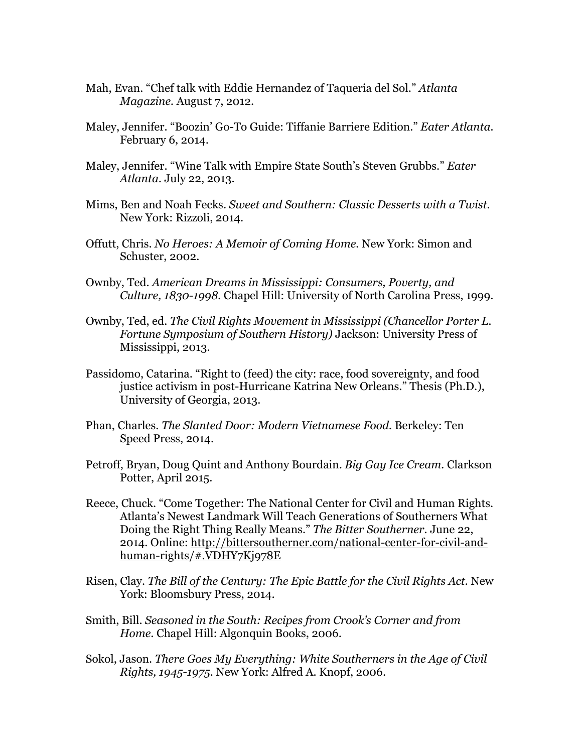Mah, Evan. "Chef talk with Eddie Hernandez of Taqueria del Sol." *Atlanta Magazine*. August 7, 2012.

Maley, Jennifer. "Boozin' Go-To Guide: Tiffanie Barriere Edition." *Eater Atlanta*. February 6, 2014.

Maley, Jennifer. "Wine Talk with Empire State South's Steven Grubbs." *Eater Atlanta*. July 22, 2013.

Mims, Ben and Noah Fecks. *Sweet and Southern: Classic Desserts with a Twist*. New York: Rizzoli, 2014.

Offutt, Chris. *No Heroes: A Memoir of Coming Home*. New York: Simon and Schuster, 2002.

Ownby, Ted. *American Dreams in Mississippi: Consumers, Poverty, and Culture, 1830-1998*. Chapel Hill: University of North Carolina Press, 1999.

Ownby, Ted, ed. *The Civil Rights Movement in Mississippi (Chancellor Porter L. Fortune Symposium of Southern History)* Jackson: University Press of Mississippi, 2013.

Passidomo, Catarina. "Right to (feed) the city: race, food sovereignty, and food justice activism in post-Hurricane Katrina New Orleans." Thesis (Ph.D.), University of Georgia, 2013.

Phan, Charles. *The Slanted Door: Modern Vietnamese Food*. Berkeley: Ten Speed Press, 2014.

Petroff, Bryan, Doug Quint and Anthony Bourdain. *Big Gay Ice Cream*. Clarkson Potter, April 2015.

Reece, Chuck. "Come Together: The National Center for Civil and Human Rights. Atlanta's Newest Landmark Will Teach Generations of Southerners What Doing the Right Thing Really Means." *The Bitter Southerner*. June 22, 2014. Online: http://bittersoutherner.com/national-center-for-civil-and-human-rights/#.VDHY7Kj978E

Risen, Clay. *The Bill of the Century: The Epic Battle for the Civil Rights Act*. New York: Bloomsbury Press, 2014.

Smith, Bill. *Seasoned in the South: Recipes from Crook's Corner and from Home*. Chapel Hill: Algonquin Books, 2006.

Sokol, Jason. *There Goes My Everything: White Southerners in the Age of Civil Rights, 1945-1975*. New York: Alfred A. Knopf, 2006.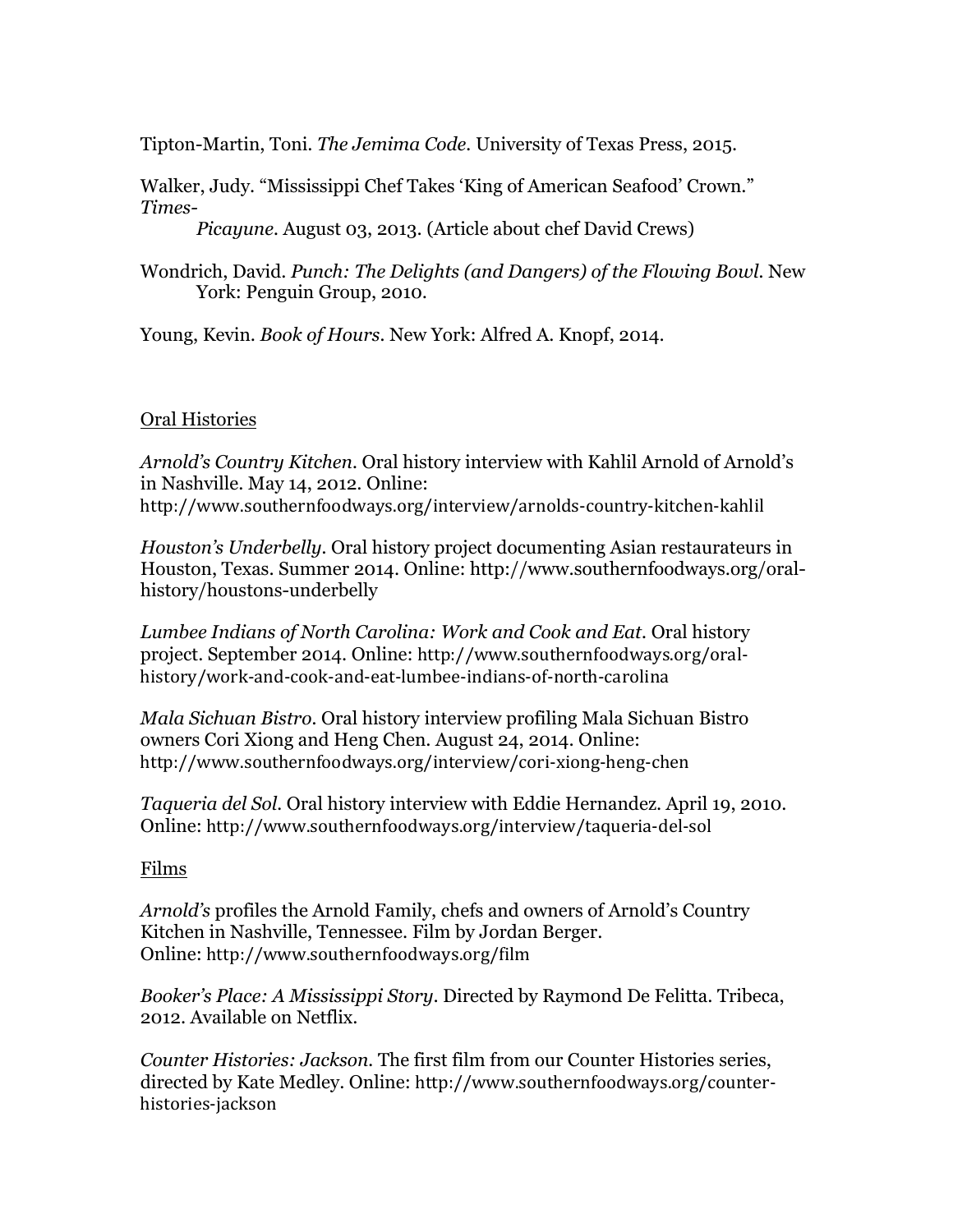Tipton-Martin, Toni. *The Jemima Code*. University of Texas Press, 2015.

Walker, Judy. "Mississippi Chef Takes 'King of American Seafood' Crown." *Times-Picayune*. August 03, 2013. (Article about chef David Crews)

Wondrich, David. *Punch: The Delights (and Dangers) of the Flowing Bowl*. New York: Penguin Group, 2010.

Young, Kevin. *Book of Hours*. New York: Alfred A. Knopf, 2014.

## Oral Histories

*Arnold's Country Kitchen*. Oral history interview with Kahlil Arnold of Arnold's in Nashville. May 14, 2012. Online: http://www.southernfoodways.org/interview/arnolds-country-kitchen-kahlil

*Houston's Underbelly*. Oral history project documenting Asian restaurateurs in Houston, Texas. Summer 2014. Online: http://www.southernfoodways.org/oral-history/houstons-underbelly

*Lumbee Indians of North Carolina: Work and Cook and Eat*. Oral history project. September 2014. Online: http://www.southernfoodways.org/oral-history/work-and-cook-and-eat-lumbee-indians-of-north-carolina

*Mala Sichuan Bistro*. Oral history interview profiling Mala Sichuan Bistro owners Cori Xiong and Heng Chen. August 24, 2014. Online: http://www.southernfoodways.org/interview/cori-xiong-heng-chen

*Taqueria del Sol*. Oral history interview with Eddie Hernandez. April 19, 2010. Online: http://www.southernfoodways.org/interview/taqueria-del-sol

## Films

*Arnold's* profiles the Arnold Family, chefs and owners of Arnold's Country Kitchen in Nashville, Tennessee. Film by Jordan Berger. Online: http://www.southernfoodways.org/film

*Booker's Place: A Mississippi Story*. Directed by Raymond De Felitta. Tribeca, 2012. Available on Netflix.

*Counter Histories: Jackson*. The first film from our Counter Histories series, directed by Kate Medley. Online: http://www.southernfoodways.org/counter-histories-jackson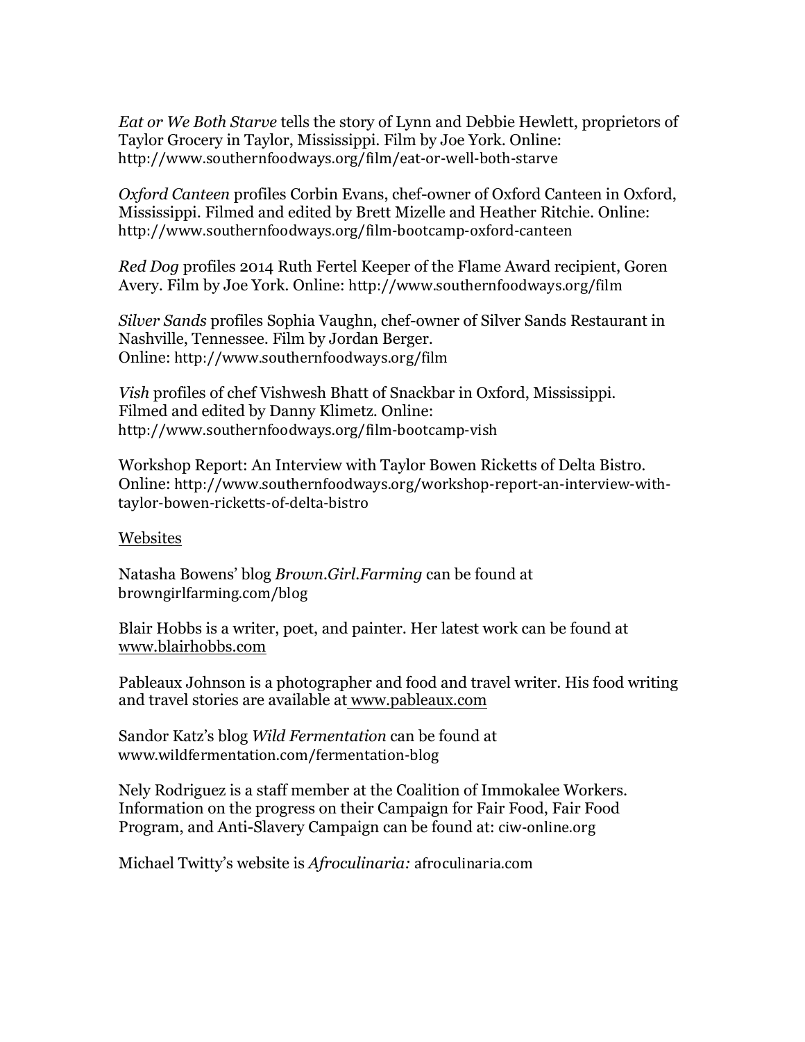*Eat or We Both Starve* tells the story of Lynn and Debbie Hewlett, proprietors of Taylor Grocery in Taylor, Mississippi. Film by Joe York. Online: http://www.southernfoodways.org/film/eat-or-well-both-starve

*Oxford Canteen* profiles Corbin Evans, chef-owner of Oxford Canteen in Oxford, Mississippi. Filmed and edited by Brett Mizelle and Heather Ritchie. Online: http://www.southernfoodways.org/film-bootcamp-oxford-canteen

*Red Dog* profiles 2014 Ruth Fertel Keeper of the Flame Award recipient, Goren Avery. Film by Joe York. Online: http://www.southernfoodways.org/film

*Silver Sands* profiles Sophia Vaughn, chef-owner of Silver Sands Restaurant in Nashville, Tennessee. Film by Jordan Berger. Online: http://www.southernfoodways.org/film

*Vish* profiles of chef Vishwesh Bhatt of Snackbar in Oxford, Mississippi. Filmed and edited by Danny Klimetz. Online: http://www.southernfoodways.org/film-bootcamp-vish

Workshop Report: An Interview with Taylor Bowen Ricketts of Delta Bistro. Online: http://www.southernfoodways.org/workshop-report-an-interview-with-taylor-bowen-ricketts-of-delta-bistro

<u>Websites</u>

Natasha Bowens' blog *Brown.Girl.Farming* can be found at browngirlfarming.com/blog

Blair Hobbs is a writer, poet, and painter. Her latest work can be found at www.blairhobbs.com

Pableaux Johnson is a photographer and food and travel writer. His food writing and travel stories are available at www.pableaux.com

Sandor Katz's blog *Wild Fermentation* can be found at www.wildfermentation.com/fermentation-blog

Nely Rodriguez is a staff member at the Coalition of Immokalee Workers. Information on the progress on their Campaign for Fair Food, Fair Food Program, and Anti-Slavery Campaign can be found at: ciw-online.org

Michael Twitty's website is *Afroculinaria:* afroculinaria.com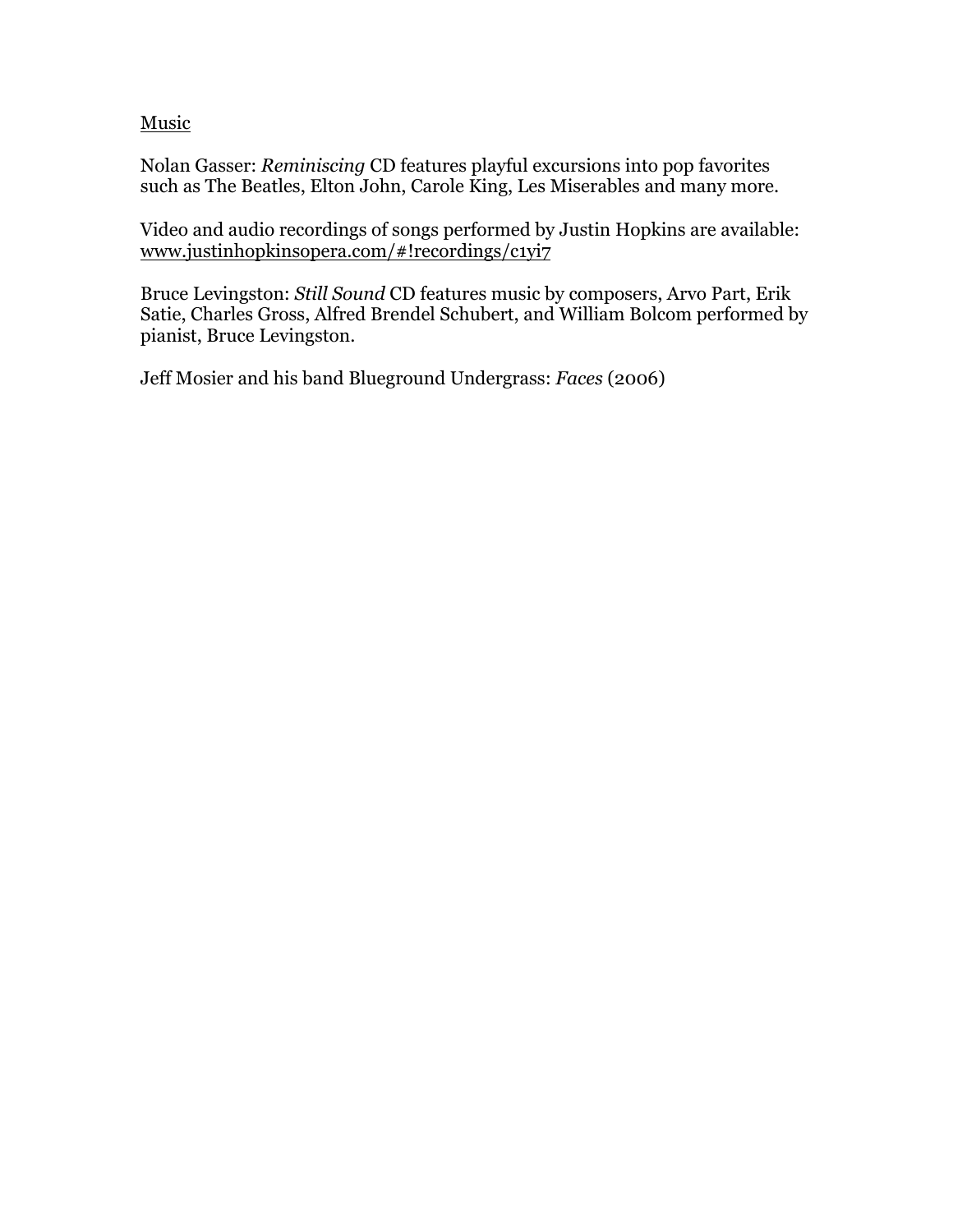Music

Nolan Gasser: *Reminiscing* CD features playful excursions into pop favorites such as The Beatles, Elton John, Carole King, Les Miserables and many more.

Video and audio recordings of songs performed by Justin Hopkins are available: www.justinhopkinsopera.com/#!recordings/c1yi7

Bruce Levingston: *Still Sound* CD features music by composers, Arvo Part, Erik Satie, Charles Gross, Alfred Brendel Schubert, and William Bolcom performed by pianist, Bruce Levingston.

Jeff Mosier and his band Blueground Undergrass: *Faces* (2006)